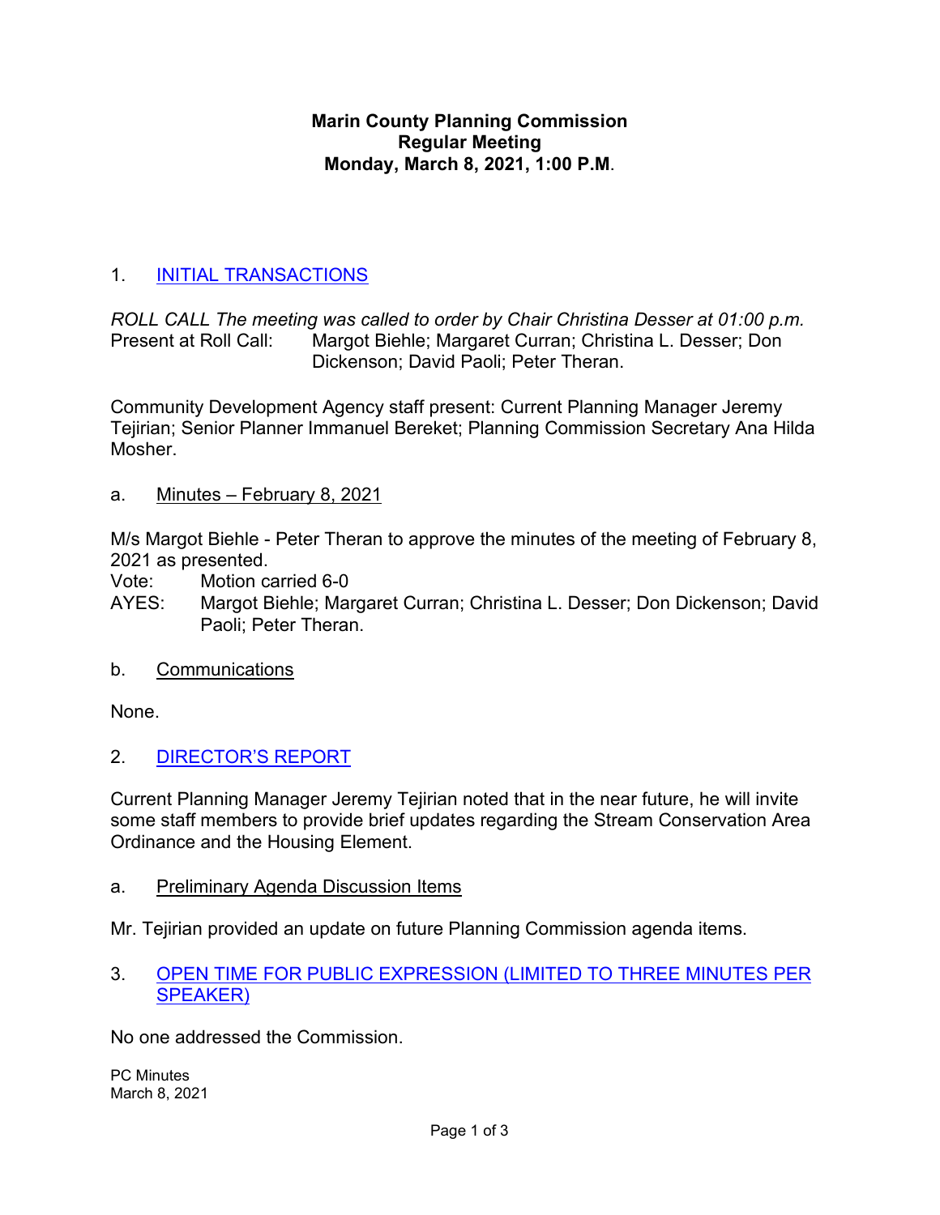**Marin County Planning Commission**
**Regular Meeting**
**Monday, March 8, 2021, 1:00 P.M.**

1. INITIAL TRANSACTIONS

*ROLL CALL The meeting was called to order by Chair Christina Desser at 01:00 p.m.*
Present at Roll Call: Margot Biehle; Margaret Curran; Christina L. Desser; Don Dickenson; David Paoli; Peter Theran.

Community Development Agency staff present: Current Planning Manager Jeremy Tejirian; Senior Planner Immanuel Bereket; Planning Commission Secretary Ana Hilda Mosher.

a. Minutes – February 8, 2021

M/s Margot Biehle - Peter Theran to approve the minutes of the meeting of February 8, 2021 as presented.
Vote: Motion carried 6-0
AYES: Margot Biehle; Margaret Curran; Christina L. Desser; Don Dickenson; David Paoli; Peter Theran.

b. Communications

None.

2. DIRECTOR'S REPORT

Current Planning Manager Jeremy Tejirian noted that in the near future, he will invite some staff members to provide brief updates regarding the Stream Conservation Area Ordinance and the Housing Element.

a. Preliminary Agenda Discussion Items

Mr. Tejirian provided an update on future Planning Commission agenda items.

3. OPEN TIME FOR PUBLIC EXPRESSION (LIMITED TO THREE MINUTES PER SPEAKER)

No one addressed the Commission.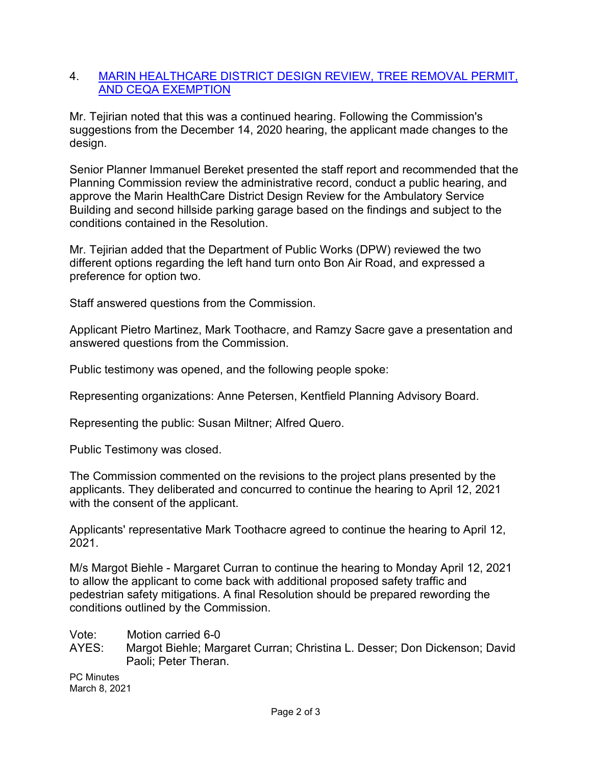4. MARIN HEALTHCARE DISTRICT DESIGN REVIEW, TREE REMOVAL PERMIT, AND CEQA EXEMPTION

Mr. Tejirian noted that this was a continued hearing. Following the Commission's suggestions from the December 14, 2020 hearing, the applicant made changes to the design.

Senior Planner Immanuel Bereket presented the staff report and recommended that the Planning Commission review the administrative record, conduct a public hearing, and approve the Marin HealthCare District Design Review for the Ambulatory Service Building and second hillside parking garage based on the findings and subject to the conditions contained in the Resolution.

Mr. Tejirian added that the Department of Public Works (DPW) reviewed the two different options regarding the left hand turn onto Bon Air Road, and expressed a preference for option two.

Staff answered questions from the Commission.

Applicant Pietro Martinez, Mark Toothacre, and Ramzy Sacre gave a presentation and answered questions from the Commission.

Public testimony was opened, and the following people spoke:

Representing organizations: Anne Petersen, Kentfield Planning Advisory Board.

Representing the public: Susan Miltner; Alfred Quero.

Public Testimony was closed.

The Commission commented on the revisions to the project plans presented by the applicants. They deliberated and concurred to continue the hearing to April 12, 2021 with the consent of the applicant.

Applicants' representative Mark Toothacre agreed to continue the hearing to April 12, 2021.

M/s Margot Biehle - Margaret Curran to continue the hearing to Monday April 12, 2021 to allow the applicant to come back with additional proposed safety traffic and pedestrian safety mitigations. A final Resolution should be prepared rewording the conditions outlined by the Commission.

Vote: Motion carried 6-0

AYES: Margot Biehle; Margaret Curran; Christina L. Desser; Don Dickenson; David Paoli; Peter Theran.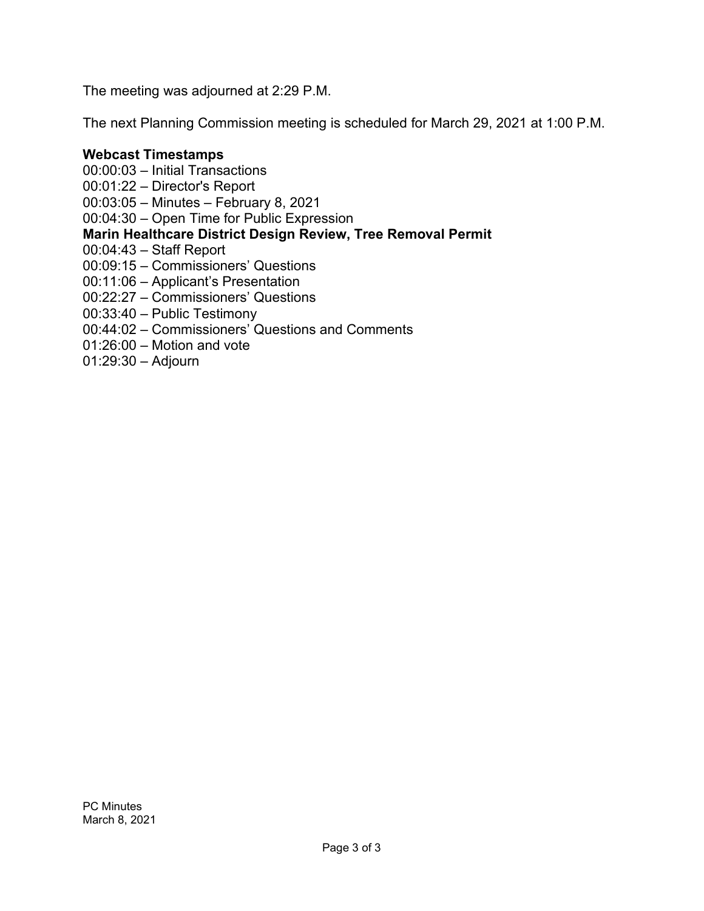The meeting was adjourned at 2:29 P.M.

The next Planning Commission meeting is scheduled for March 29, 2021 at 1:00 P.M.

**Webcast Timestamps**

00:00:03 – Initial Transactions
00:01:22 – Director's Report
00:03:05 – Minutes – February 8, 2021
00:04:30 – Open Time for Public Expression

**Marin Healthcare District Design Review, Tree Removal Permit**

00:04:43 – Staff Report
00:09:15 – Commissioners' Questions
00:11:06 – Applicant's Presentation
00:22:27 – Commissioners' Questions
00:33:40 – Public Testimony
00:44:02 – Commissioners' Questions and Comments
01:26:00 – Motion and vote
01:29:30 – Adjourn